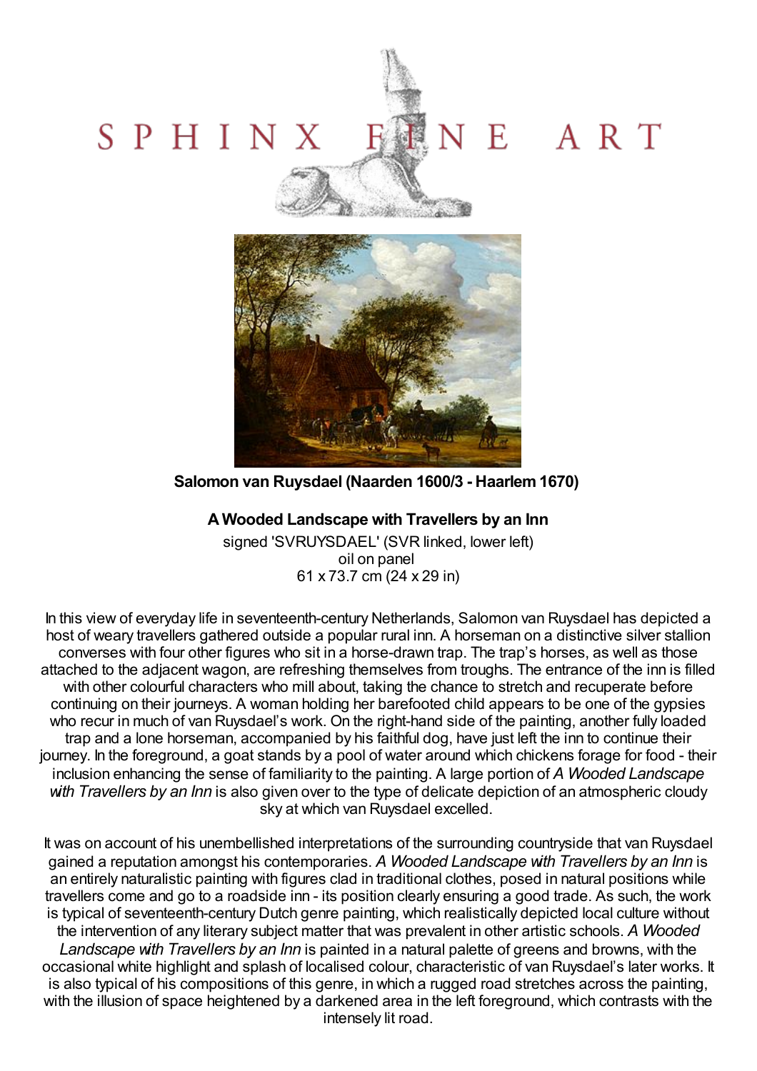# SPHINX FINE ART

**Salomon van Ruysdael (Naarden 1600/3 - Haarlem 1670)**

**A Wooded Landscape with Travellers by an Inn**

signed 'SVRUYSDAEL' (SVR linked, lower left)
oil on panel
61 x 73.7 cm (24 x 29 in)

In this view of everyday life in seventeenth-century Netherlands, Salomon van Ruysdael has depicted a host of weary travellers gathered outside a popular rural inn. A horseman on a distinctive silver stallion converses with four other figures who sit in a horse-drawn trap. The trap's horses, as well as those attached to the adjacent wagon, are refreshing themselves from troughs. The entrance of the inn is filled with other colourful characters who mill about, taking the chance to stretch and recuperate before continuing on their journeys. A woman holding her barefooted child appears to be one of the gypsies who recur in much of van Ruysdael's work. On the right-hand side of the painting, another fully loaded trap and a lone horseman, accompanied by his faithful dog, have just left the inn to continue their journey. In the foreground, a goat stands by a pool of water around which chickens forage for food - their inclusion enhancing the sense of familiarity to the painting. A large portion of *A Wooded Landscape with Travellers by an Inn* is also given over to the type of delicate depiction of an atmospheric cloudy sky at which van Ruysdael excelled.

It was on account of his unembellished interpretations of the surrounding countryside that van Ruysdael gained a reputation amongst his contemporaries. *A Wooded Landscape with Travellers by an Inn* is an entirely naturalistic painting with figures clad in traditional clothes, posed in natural positions while travellers come and go to a roadside inn - its position clearly ensuring a good trade. As such, the work is typical of seventeenth-century Dutch genre painting, which realistically depicted local culture without the intervention of any literary subject matter that was prevalent in other artistic schools. *A Wooded Landscape with Travellers by an Inn* is painted in a natural palette of greens and browns, with the occasional white highlight and splash of localised colour, characteristic of van Ruysdael's later works. It is also typical of his compositions of this genre, in which a rugged road stretches across the painting, with the illusion of space heightened by a darkened area in the left foreground, which contrasts with the intensely lit road.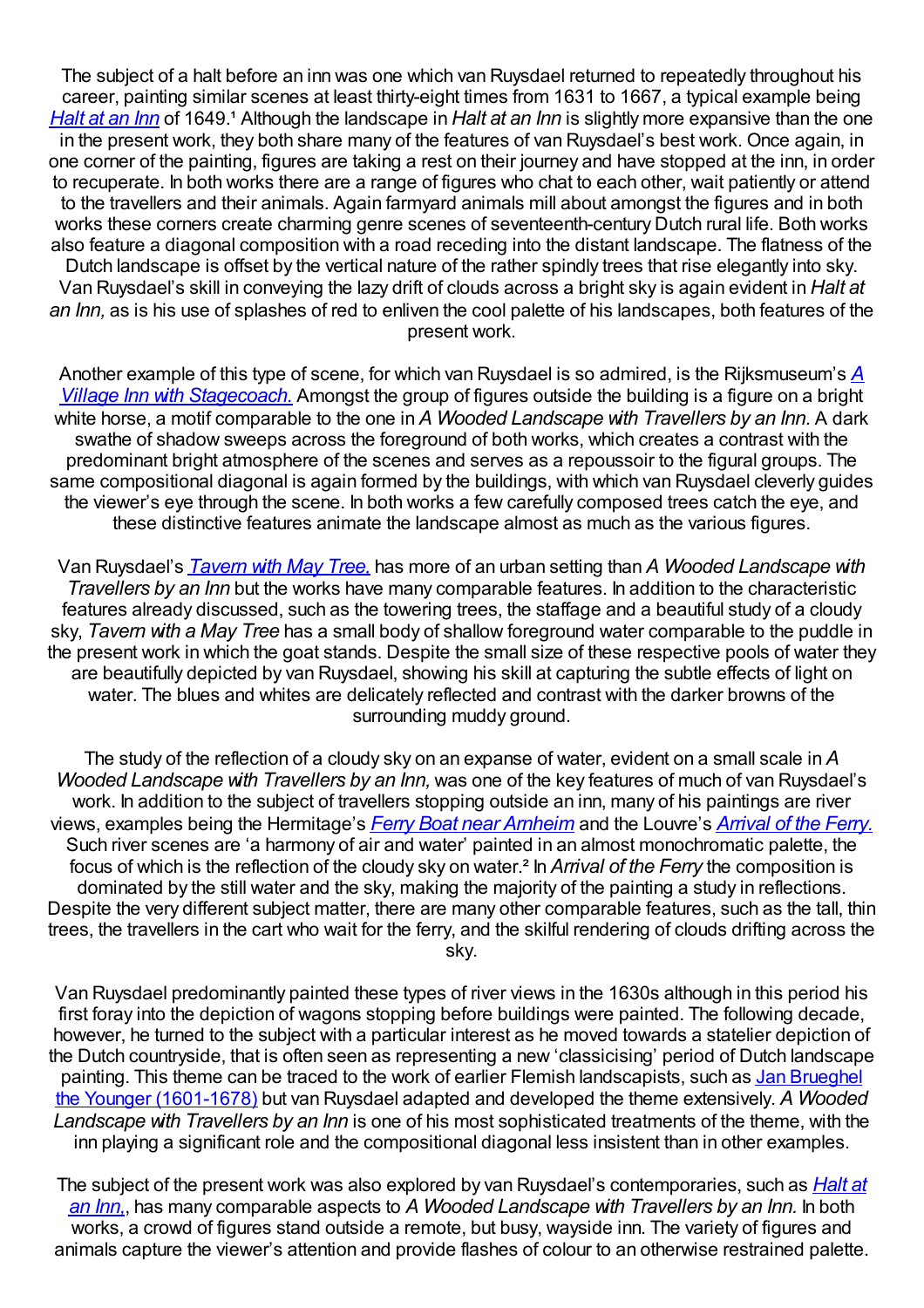The subject of a halt before an inn was one which van Ruysdael returned to repeatedly throughout his career, painting similar scenes at least thirty-eight times from 1631 to 1667, a typical example being *Halt at an Inn* of 1649.[1] Although the landscape in *Halt at an Inn* is slightly more expansive than the one in the present work, they both share many of the features of van Ruysdael's best work. Once again, in one corner of the painting, figures are taking a rest on their journey and have stopped at the inn, in order to recuperate. In both works there are a range of figures who chat to each other, wait patiently or attend to the travellers and their animals. Again farmyard animals mill about amongst the figures and in both works these corners create charming genre scenes of seventeenth-century Dutch rural life. Both works also feature a diagonal composition with a road receding into the distant landscape. The flatness of the Dutch landscape is offset by the vertical nature of the rather spindly trees that rise elegantly into sky. Van Ruysdael's skill in conveying the lazy drift of clouds across a bright sky is again evident in *Halt at an Inn,* as is his use of splashes of red to enliven the cool palette of his landscapes, both features of the present work.

Another example of this type of scene, for which van Ruysdael is so admired, is the Rijksmuseum's *A Village Inn with Stagecoach.* Amongst the group of figures outside the building is a figure on a bright white horse, a motif comparable to the one in *A Wooded Landscape with Travellers by an Inn.* A dark swathe of shadow sweeps across the foreground of both works, which creates a contrast with the predominant bright atmosphere of the scenes and serves as a repoussoir to the figural groups. The same compositional diagonal is again formed by the buildings, with which van Ruysdael cleverly guides the viewer's eye through the scene. In both works a few carefully composed trees catch the eye, and these distinctive features animate the landscape almost as much as the various figures.

Van Ruysdael's *Tavern with May Tree,* has more of an urban setting than *A Wooded Landscape with Travellers by an Inn* but the works have many comparable features. In addition to the characteristic features already discussed, such as the towering trees, the staffage and a beautiful study of a cloudy sky, *Tavern with a May Tree* has a small body of shallow foreground water comparable to the puddle in the present work in which the goat stands. Despite the small size of these respective pools of water they are beautifully depicted by van Ruysdael, showing his skill at capturing the subtle effects of light on water. The blues and whites are delicately reflected and contrast with the darker browns of the surrounding muddy ground.

The study of the reflection of a cloudy sky on an expanse of water, evident on a small scale in *A Wooded Landscape with Travellers by an Inn,* was one of the key features of much of van Ruysdael's work. In addition to the subject of travellers stopping outside an inn, many of his paintings are river views, examples being the Hermitage's *Ferry Boat near Arnheim* and the Louvre's *Arrival of the Ferry.* Such river scenes are 'a harmony of air and water' painted in an almost monochromatic palette, the focus of which is the reflection of the cloudy sky on water.[2] In *Arrival of the Ferry* the composition is dominated by the still water and the sky, making the majority of the painting a study in reflections. Despite the very different subject matter, there are many other comparable features, such as the tall, thin trees, the travellers in the cart who wait for the ferry, and the skilful rendering of clouds drifting across the sky.

Van Ruysdael predominantly painted these types of river views in the 1630s although in this period his first foray into the depiction of wagons stopping before buildings were painted. The following decade, however, he turned to the subject with a particular interest as he moved towards a statelier depiction of the Dutch countryside, that is often seen as representing a new 'classicising' period of Dutch landscape painting. This theme can be traced to the work of earlier Flemish landscapists, such as Jan Brueghel the Younger (1601-1678) but van Ruysdael adapted and developed the theme extensively. *A Wooded Landscape with Travellers by an Inn* is one of his most sophisticated treatments of the theme, with the inn playing a significant role and the compositional diagonal less insistent than in other examples.

The subject of the present work was also explored by van Ruysdael's contemporaries, such as *Halt at an Inn,*, has many comparable aspects to *A Wooded Landscape with Travellers by an Inn.* In both works, a crowd of figures stand outside a remote, but busy, wayside inn. The variety of figures and animals capture the viewer's attention and provide flashes of colour to an otherwise restrained palette.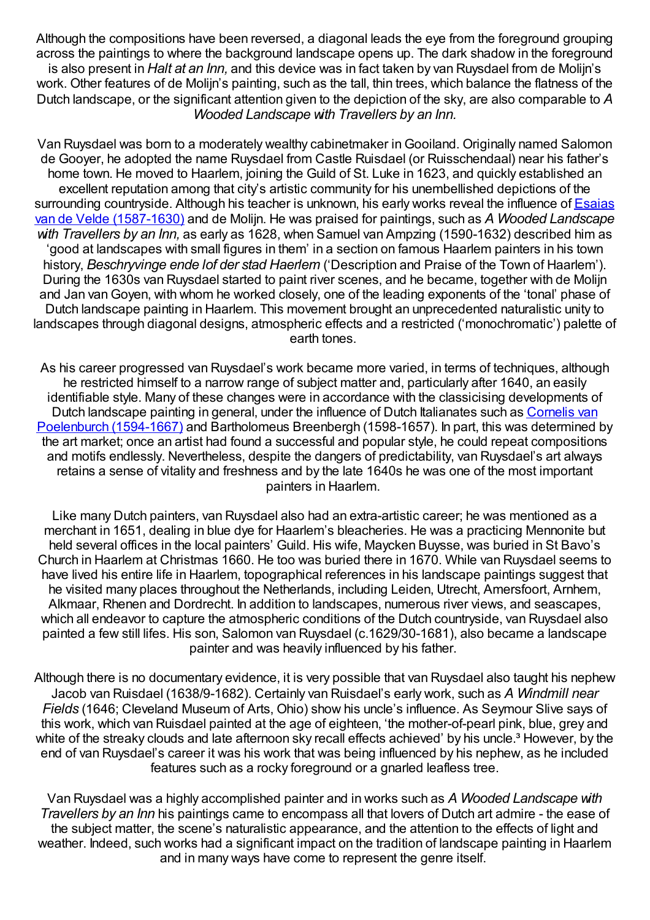Although the compositions have been reversed, a diagonal leads the eye from the foreground grouping across the paintings to where the background landscape opens up. The dark shadow in the foreground is also present in *Halt at an Inn,* and this device was in fact taken by van Ruysdael from de Molijn's work. Other features of de Molijn's painting, such as the tall, thin trees, which balance the flatness of the Dutch landscape, or the significant attention given to the depiction of the sky, are also comparable to *A Wooded Landscape with Travellers by an Inn.*

Van Ruysdael was born to a moderately wealthy cabinetmaker in Gooiland. Originally named Salomon de Gooyer, he adopted the name Ruysdael from Castle Ruisdael (or Ruisschendaal) near his father's home town. He moved to Haarlem, joining the Guild of St. Luke in 1623, and quickly established an excellent reputation among that city's artistic community for his unembellished depictions of the surrounding countryside. Although his teacher is unknown, his early works reveal the influence of Esaias van de Velde (1587-1630) and de Molijn. He was praised for paintings, such as *A Wooded Landscape with Travellers by an Inn,* as early as 1628, when Samuel van Ampzing (1590-1632) described him as 'good at landscapes with small figures in them' in a section on famous Haarlem painters in his town history, *Beschryvinge ende lof der stad Haerlem* ('Description and Praise of the Town of Haarlem'). During the 1630s van Ruysdael started to paint river scenes, and he became, together with de Molijn and Jan van Goyen, with whom he worked closely, one of the leading exponents of the 'tonal' phase of Dutch landscape painting in Haarlem. This movement brought an unprecedented naturalistic unity to landscapes through diagonal designs, atmospheric effects and a restricted ('monochromatic') palette of earth tones.

As his career progressed van Ruysdael's work became more varied, in terms of techniques, although he restricted himself to a narrow range of subject matter and, particularly after 1640, an easily identifiable style. Many of these changes were in accordance with the classicising developments of Dutch landscape painting in general, under the influence of Dutch Italianates such as Cornelis van Poelenburch (1594-1667) and Bartholomeus Breenbergh (1598-1657). In part, this was determined by the art market; once an artist had found a successful and popular style, he could repeat compositions and motifs endlessly. Nevertheless, despite the dangers of predictability, van Ruysdael's art always retains a sense of vitality and freshness and by the late 1640s he was one of the most important painters in Haarlem.

Like many Dutch painters, van Ruysdael also had an extra-artistic career; he was mentioned as a merchant in 1651, dealing in blue dye for Haarlem's bleacheries. He was a practicing Mennonite but held several offices in the local painters' Guild. His wife, Maycken Buysse, was buried in St Bavo's Church in Haarlem at Christmas 1660. He too was buried there in 1670. While van Ruysdael seems to have lived his entire life in Haarlem, topographical references in his landscape paintings suggest that he visited many places throughout the Netherlands, including Leiden, Utrecht, Amersfoort, Arnhem, Alkmaar, Rhenen and Dordrecht. In addition to landscapes, numerous river views, and seascapes, which all endeavor to capture the atmospheric conditions of the Dutch countryside, van Ruysdael also painted a few still lifes. His son, Salomon van Ruysdael (c.1629/30-1681), also became a landscape painter and was heavily influenced by his father.

Although there is no documentary evidence, it is very possible that van Ruysdael also taught his nephew Jacob van Ruisdael (1638/9-1682). Certainly van Ruisdael's early work, such as *A Windmill near Fields* (1646; Cleveland Museum of Arts, Ohio) show his uncle's influence. As Seymour Slive says of this work, which van Ruisdael painted at the age of eighteen, 'the mother-of-pearl pink, blue, grey and white of the streaky clouds and late afternoon sky recall effects achieved' by his uncle.[3] However, by the end of van Ruysdael's career it was his work that was being influenced by his nephew, as he included features such as a rocky foreground or a gnarled leafless tree.

Van Ruysdael was a highly accomplished painter and in works such as *A Wooded Landscape with Travellers by an Inn* his paintings came to encompass all that lovers of Dutch art admire - the ease of the subject matter, the scene's naturalistic appearance, and the attention to the effects of light and weather. Indeed, such works had a significant impact on the tradition of landscape painting in Haarlem and in many ways have come to represent the genre itself.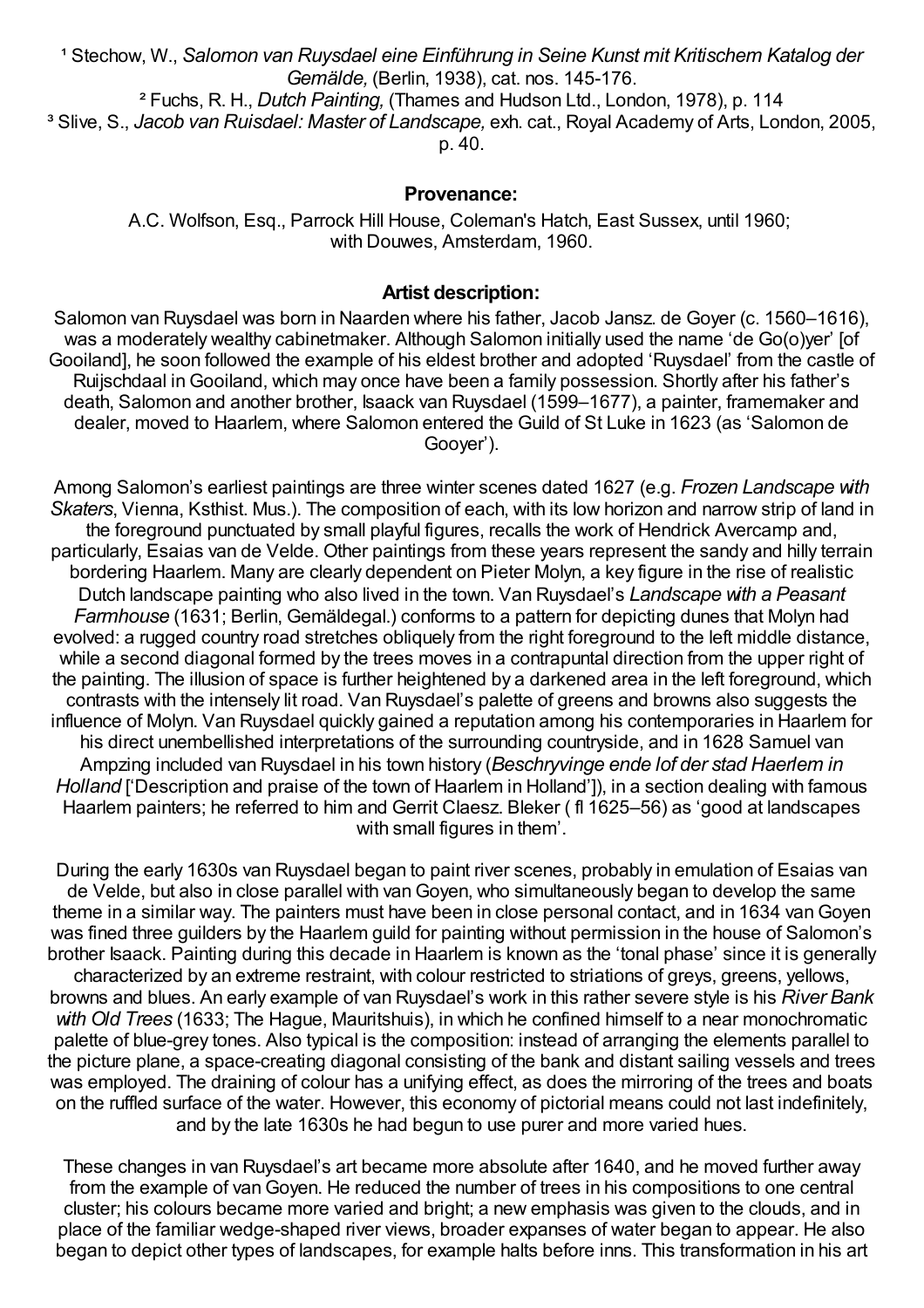[1] Stechow, W., *Salomon van Ruysdael eine Einführung in Seine Kunst mit Kritischem Katalog der Gemälde,* (Berlin, 1938), cat. nos. 145-176.
[2] Fuchs, R. H., *Dutch Painting,* (Thames and Hudson Ltd., London, 1978), p. 114
[3] Slive, S., *Jacob van Ruisdael: Master of Landscape,* exh. cat., Royal Academy of Arts, London, 2005, p. 40.

**Provenance:**

A.C. Wolfson, Esq., Parrock Hill House, Coleman's Hatch, East Sussex, until 1960;
with Douwes, Amsterdam, 1960.

**Artist description:**

Salomon van Ruysdael was born in Naarden where his father, Jacob Jansz. de Goyer (c. 1560–1616), was a moderately wealthy cabinetmaker. Although Salomon initially used the name 'de Go(o)yer' [of Gooiland], he soon followed the example of his eldest brother and adopted 'Ruysdael' from the castle of Ruijschdaal in Gooiland, which may once have been a family possession. Shortly after his father's death, Salomon and another brother, Isaack van Ruysdael (1599–1677), a painter, framemaker and dealer, moved to Haarlem, where Salomon entered the Guild of St Luke in 1623 (as 'Salomon de Gooyer').

Among Salomon's earliest paintings are three winter scenes dated 1627 (e.g. *Frozen Landscape with Skaters*, Vienna, Ksthist. Mus.). The composition of each, with its low horizon and narrow strip of land in the foreground punctuated by small playful figures, recalls the work of Hendrick Avercamp and, particularly, Esaias van de Velde. Other paintings from these years represent the sandy and hilly terrain bordering Haarlem. Many are clearly dependent on Pieter Molyn, a key figure in the rise of realistic Dutch landscape painting who also lived in the town. Van Ruysdael's *Landscape with a Peasant Farmhouse* (1631; Berlin, Gemäldegal.) conforms to a pattern for depicting dunes that Molyn had evolved: a rugged country road stretches obliquely from the right foreground to the left middle distance, while a second diagonal formed by the trees moves in a contrapuntal direction from the upper right of the painting. The illusion of space is further heightened by a darkened area in the left foreground, which contrasts with the intensely lit road. Van Ruysdael's palette of greens and browns also suggests the influence of Molyn. Van Ruysdael quickly gained a reputation among his contemporaries in Haarlem for his direct unembellished interpretations of the surrounding countryside, and in 1628 Samuel van Ampzing included van Ruysdael in his town history (*Beschryvinge ende lof der stad Haerlem in Holland* ['Description and praise of the town of Haarlem in Holland']), in a section dealing with famous Haarlem painters; he referred to him and Gerrit Claesz. Bleker ( fl 1625–56) as 'good at landscapes with small figures in them'.

During the early 1630s van Ruysdael began to paint river scenes, probably in emulation of Esaias van de Velde, but also in close parallel with van Goyen, who simultaneously began to develop the same theme in a similar way. The painters must have been in close personal contact, and in 1634 van Goyen was fined three guilders by the Haarlem guild for painting without permission in the house of Salomon's brother Isaack. Painting during this decade in Haarlem is known as the 'tonal phase' since it is generally characterized by an extreme restraint, with colour restricted to striations of greys, greens, yellows, browns and blues. An early example of van Ruysdael's work in this rather severe style is his *River Bank with Old Trees* (1633; The Hague, Mauritshuis), in which he confined himself to a near monochromatic palette of blue-grey tones. Also typical is the composition: instead of arranging the elements parallel to the picture plane, a space-creating diagonal consisting of the bank and distant sailing vessels and trees was employed. The draining of colour has a unifying effect, as does the mirroring of the trees and boats on the ruffled surface of the water. However, this economy of pictorial means could not last indefinitely, and by the late 1630s he had begun to use purer and more varied hues.

These changes in van Ruysdael's art became more absolute after 1640, and he moved further away from the example of van Goyen. He reduced the number of trees in his compositions to one central cluster; his colours became more varied and bright; a new emphasis was given to the clouds, and in place of the familiar wedge-shaped river views, broader expanses of water began to appear. He also began to depict other types of landscapes, for example halts before inns. This transformation in his art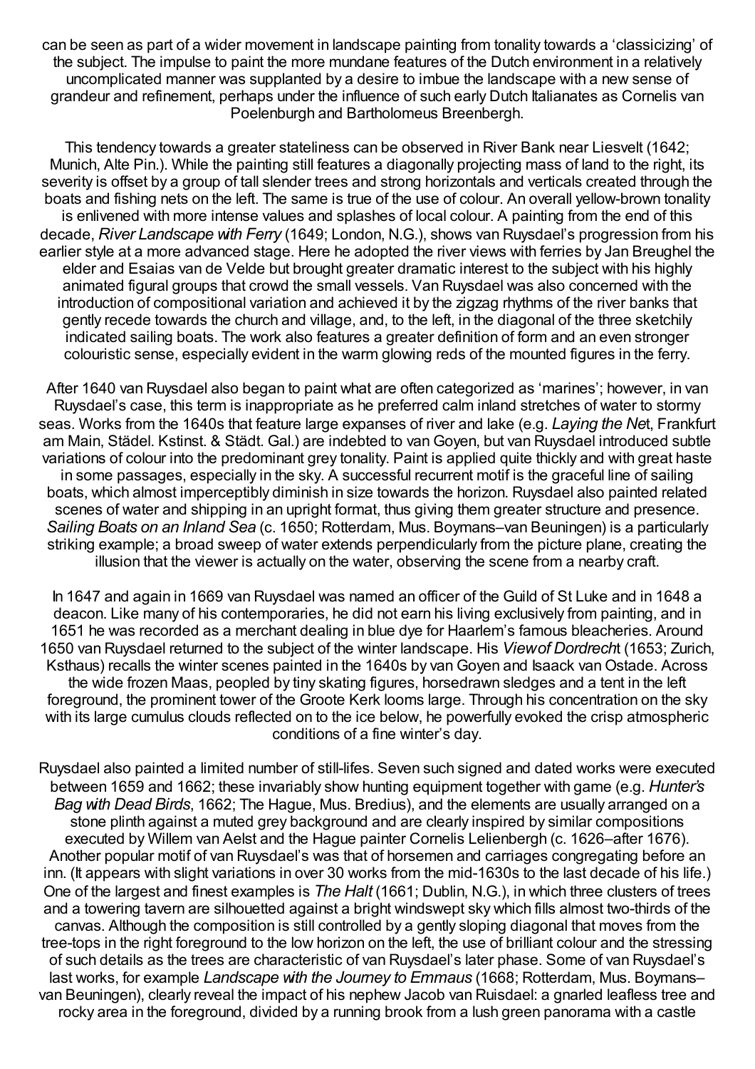can be seen as part of a wider movement in landscape painting from tonality towards a 'classicizing' of the subject. The impulse to paint the more mundane features of the Dutch environment in a relatively uncomplicated manner was supplanted by a desire to imbue the landscape with a new sense of grandeur and refinement, perhaps under the influence of such early Dutch Italianates as Cornelis van Poelenburgh and Bartholomeus Breenbergh.

This tendency towards a greater stateliness can be observed in River Bank near Liesvelt (1642; Munich, Alte Pin.). While the painting still features a diagonally projecting mass of land to the right, its severity is offset by a group of tall slender trees and strong horizontals and verticals created through the boats and fishing nets on the left. The same is true of the use of colour. An overall yellow-brown tonality is enlivened with more intense values and splashes of local colour. A painting from the end of this decade, *River Landscape with Ferry* (1649; London, N.G.), shows van Ruysdael's progression from his earlier style at a more advanced stage. Here he adopted the river views with ferries by Jan Breughel the elder and Esaias van de Velde but brought greater dramatic interest to the subject with his highly animated figural groups that crowd the small vessels. Van Ruysdael was also concerned with the introduction of compositional variation and achieved it by the zigzag rhythms of the river banks that gently recede towards the church and village, and, to the left, in the diagonal of the three sketchily indicated sailing boats. The work also features a greater definition of form and an even stronger colouristic sense, especially evident in the warm glowing reds of the mounted figures in the ferry.

After 1640 van Ruysdael also began to paint what are often categorized as 'marines'; however, in van Ruysdael's case, this term is inappropriate as he preferred calm inland stretches of water to stormy seas. Works from the 1640s that feature large expanses of river and lake (e.g. *Laying the Net*, Frankfurt am Main, Städel. Kstinst. & Städt. Gal.) are indebted to van Goyen, but van Ruysdael introduced subtle variations of colour into the predominant grey tonality. Paint is applied quite thickly and with great haste in some passages, especially in the sky. A successful recurrent motif is the graceful line of sailing boats, which almost imperceptibly diminish in size towards the horizon. Ruysdael also painted related scenes of water and shipping in an upright format, thus giving them greater structure and presence. *Sailing Boats on an Inland Sea* (c. 1650; Rotterdam, Mus. Boymans–van Beuningen) is a particularly striking example; a broad sweep of water extends perpendicularly from the picture plane, creating the illusion that the viewer is actually on the water, observing the scene from a nearby craft.

In 1647 and again in 1669 van Ruysdael was named an officer of the Guild of St Luke and in 1648 a deacon. Like many of his contemporaries, he did not earn his living exclusively from painting, and in 1651 he was recorded as a merchant dealing in blue dye for Haarlem's famous bleacheries. Around 1650 van Ruysdael returned to the subject of the winter landscape. His *View of Dordrecht* (1653; Zurich, Ksthaus) recalls the winter scenes painted in the 1640s by van Goyen and Isaack van Ostade. Across the wide frozen Maas, peopled by tiny skating figures, horsedrawn sledges and a tent in the left foreground, the prominent tower of the Groote Kerk looms large. Through his concentration on the sky with its large cumulus clouds reflected on to the ice below, he powerfully evoked the crisp atmospheric conditions of a fine winter's day.

Ruysdael also painted a limited number of still-lifes. Seven such signed and dated works were executed between 1659 and 1662; these invariably show hunting equipment together with game (e.g. *Hunter's Bag with Dead Birds*, 1662; The Hague, Mus. Bredius), and the elements are usually arranged on a stone plinth against a muted grey background and are clearly inspired by similar compositions executed by Willem van Aelst and the Hague painter Cornelis Lelienbergh (c. 1626–after 1676). Another popular motif of van Ruysdael's was that of horsemen and carriages congregating before an inn. (It appears with slight variations in over 30 works from the mid-1630s to the last decade of his life.) One of the largest and finest examples is *The Halt* (1661; Dublin, N.G.), in which three clusters of trees and a towering tavern are silhouetted against a bright windswept sky which fills almost two-thirds of the canvas. Although the composition is still controlled by a gently sloping diagonal that moves from the tree-tops in the right foreground to the low horizon on the left, the use of brilliant colour and the stressing of such details as the trees are characteristic of van Ruysdael's later phase. Some of van Ruysdael's last works, for example *Landscape with the Journey to Emmaus* (1668; Rotterdam, Mus. Boymans–van Beuningen), clearly reveal the impact of his nephew Jacob van Ruisdael: a gnarled leafless tree and rocky area in the foreground, divided by a running brook from a lush green panorama with a castle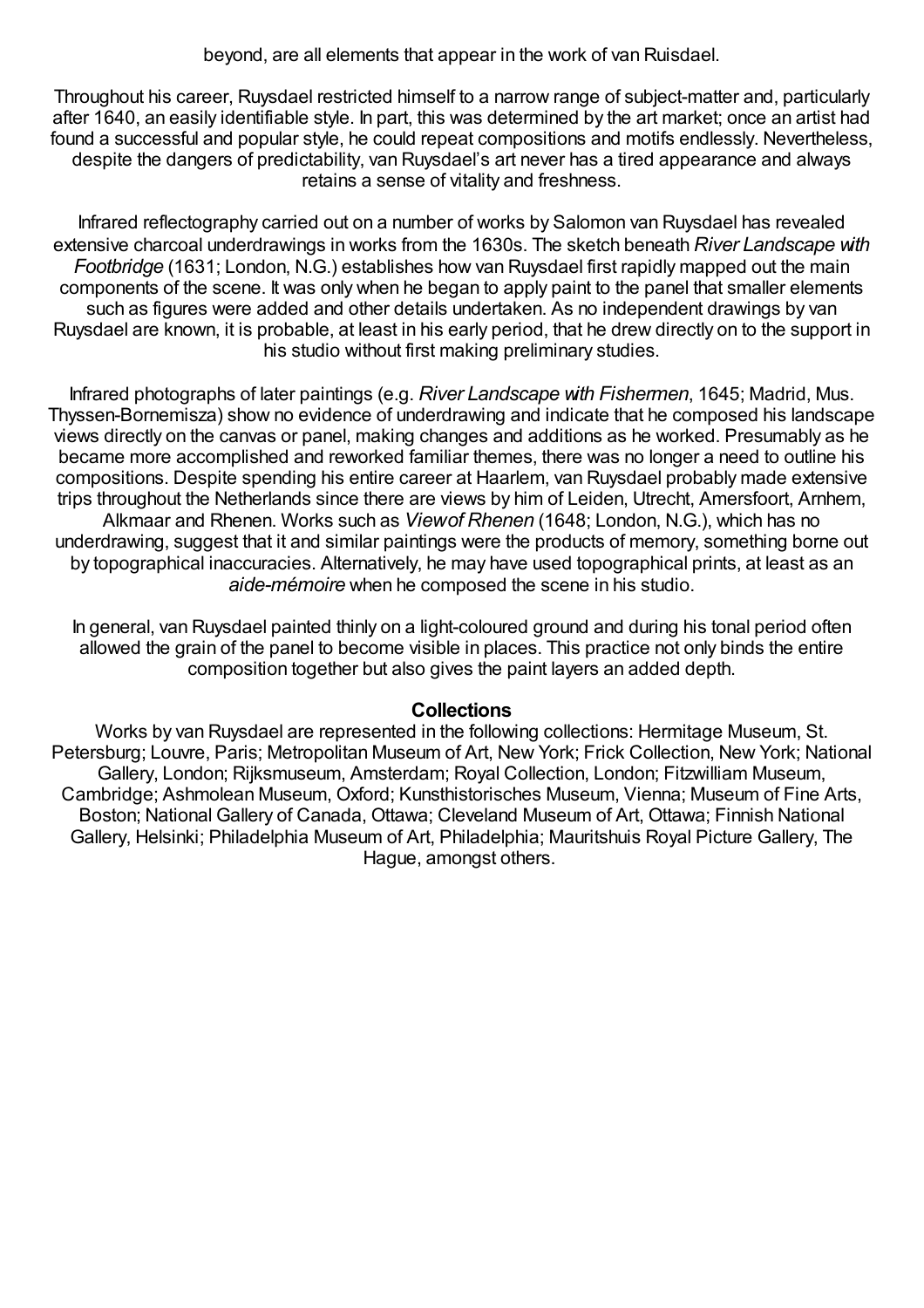beyond, are all elements that appear in the work of van Ruisdael.

Throughout his career, Ruysdael restricted himself to a narrow range of subject-matter and, particularly after 1640, an easily identifiable style. In part, this was determined by the art market; once an artist had found a successful and popular style, he could repeat compositions and motifs endlessly. Nevertheless, despite the dangers of predictability, van Ruysdael's art never has a tired appearance and always retains a sense of vitality and freshness.

Infrared reflectography carried out on a number of works by Salomon van Ruysdael has revealed extensive charcoal underdrawings in works from the 1630s. The sketch beneath *River Landscape with Footbridge* (1631; London, N.G.) establishes how van Ruysdael first rapidly mapped out the main components of the scene. It was only when he began to apply paint to the panel that smaller elements such as figures were added and other details undertaken. As no independent drawings by van Ruysdael are known, it is probable, at least in his early period, that he drew directly on to the support in his studio without first making preliminary studies.

Infrared photographs of later paintings (e.g. *River Landscape with Fishermen*, 1645; Madrid, Mus. Thyssen-Bornemisza) show no evidence of underdrawing and indicate that he composed his landscape views directly on the canvas or panel, making changes and additions as he worked. Presumably as he became more accomplished and reworked familiar themes, there was no longer a need to outline his compositions. Despite spending his entire career at Haarlem, van Ruysdael probably made extensive trips throughout the Netherlands since there are views by him of Leiden, Utrecht, Amersfoort, Arnhem, Alkmaar and Rhenen. Works such as *View of Rhenen* (1648; London, N.G.), which has no underdrawing, suggest that it and similar paintings were the products of memory, something borne out by topographical inaccuracies. Alternatively, he may have used topographical prints, at least as an *aide-mémoire* when he composed the scene in his studio.

In general, van Ruysdael painted thinly on a light-coloured ground and during his tonal period often allowed the grain of the panel to become visible in places. This practice not only binds the entire composition together but also gives the paint layers an added depth.

**Collections**

Works by van Ruysdael are represented in the following collections: Hermitage Museum, St. Petersburg; Louvre, Paris; Metropolitan Museum of Art, New York; Frick Collection, New York; National Gallery, London; Rijksmuseum, Amsterdam; Royal Collection, London; Fitzwilliam Museum, Cambridge; Ashmolean Museum, Oxford; Kunsthistorisches Museum, Vienna; Museum of Fine Arts, Boston; National Gallery of Canada, Ottawa; Cleveland Museum of Art, Ottawa; Finnish National Gallery, Helsinki; Philadelphia Museum of Art, Philadelphia; Mauritshuis Royal Picture Gallery, The Hague, amongst others.